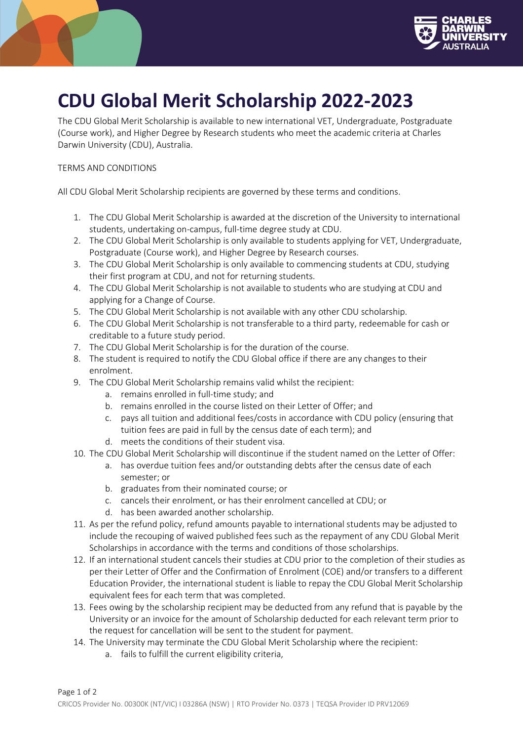# CDU Global Merit Scholarship 2022-2023

The CDU Global Merit Scholarship is available to new international VET, Undergraduate, Postgraduate (Course work), and Higher Degree by Research students who meet the academic criteria at Charles Darwin University (CDU), Australia.

TERMS AND CONDITIONS

All CDU Global Merit Scholarship recipients are governed by these terms and conditions.

1. The CDU Global Merit Scholarship is awarded at the discretion of the University to international students, undertaking on-campus, full-time degree study at CDU.
2. The CDU Global Merit Scholarship is only available to students applying for VET, Undergraduate, Postgraduate (Course work), and Higher Degree by Research courses.
3. The CDU Global Merit Scholarship is only available to commencing students at CDU, studying their first program at CDU, and not for returning students.
4. The CDU Global Merit Scholarship is not available to students who are studying at CDU and applying for a Change of Course.
5. The CDU Global Merit Scholarship is not available with any other CDU scholarship.
6. The CDU Global Merit Scholarship is not transferable to a third party, redeemable for cash or creditable to a future study period.
7. The CDU Global Merit Scholarship is for the duration of the course.
8. The student is required to notify the CDU Global office if there are any changes to their enrolment.
9. The CDU Global Merit Scholarship remains valid whilst the recipient:
   a. remains enrolled in full-time study; and
   b. remains enrolled in the course listed on their Letter of Offer; and
   c. pays all tuition and additional fees/costs in accordance with CDU policy (ensuring that tuition fees are paid in full by the census date of each term); and
   d. meets the conditions of their student visa.
10. The CDU Global Merit Scholarship will discontinue if the student named on the Letter of Offer:
    a. has overdue tuition fees and/or outstanding debts after the census date of each semester; or
    b. graduates from their nominated course; or
    c. cancels their enrolment, or has their enrolment cancelled at CDU; or
    d. has been awarded another scholarship.
11. As per the refund policy, refund amounts payable to international students may be adjusted to include the recouping of waived published fees such as the repayment of any CDU Global Merit Scholarships in accordance with the terms and conditions of those scholarships.
12. If an international student cancels their studies at CDU prior to the completion of their studies as per their Letter of Offer and the Confirmation of Enrolment (COE) and/or transfers to a different Education Provider, the international student is liable to repay the CDU Global Merit Scholarship equivalent fees for each term that was completed.
13. Fees owing by the scholarship recipient may be deducted from any refund that is payable by the University or an invoice for the amount of Scholarship deducted for each relevant term prior to the request for cancellation will be sent to the student for payment.
14. The University may terminate the CDU Global Merit Scholarship where the recipient:
    a. fails to fulfill the current eligibility criteria,

CRICOS Provider No. 00300K (NT/VIC) I 03286A (NSW) | RTO Provider No. 0373 | TEQSA Provider ID PRV12069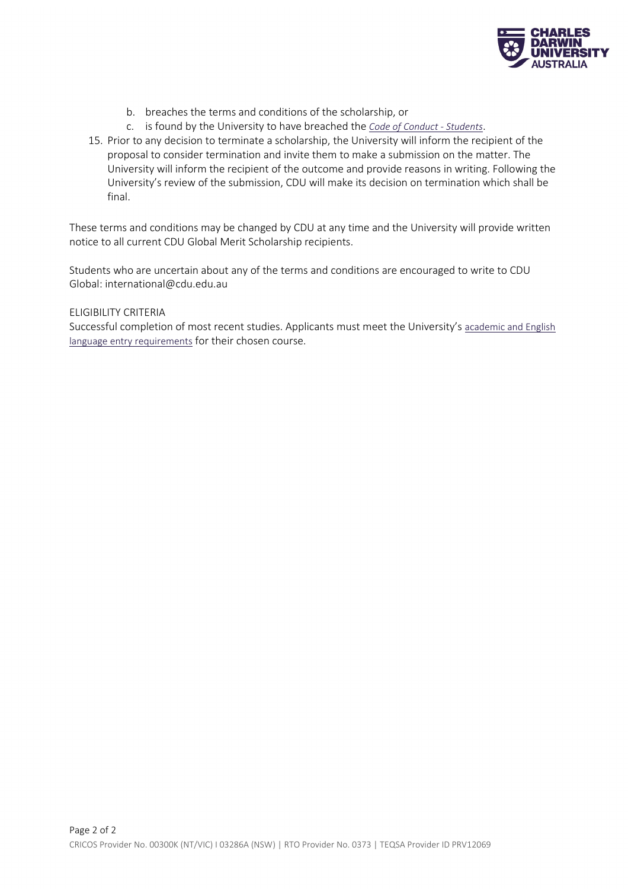b. breaches the terms and conditions of the scholarship, or
   c. is found by the University to have breached the *Code of Conduct - Students*.

15. Prior to any decision to terminate a scholarship, the University will inform the recipient of the proposal to consider termination and invite them to make a submission on the matter. The University will inform the recipient of the outcome and provide reasons in writing. Following the University's review of the submission, CDU will make its decision on termination which shall be final.

These terms and conditions may be changed by CDU at any time and the University will provide written notice to all current CDU Global Merit Scholarship recipients.

Students who are uncertain about any of the terms and conditions are encouraged to write to CDU Global: international@cdu.edu.au

ELIGIBILITY CRITERIA

Successful completion of most recent studies. Applicants must meet the University's academic and English language entry requirements for their chosen course.